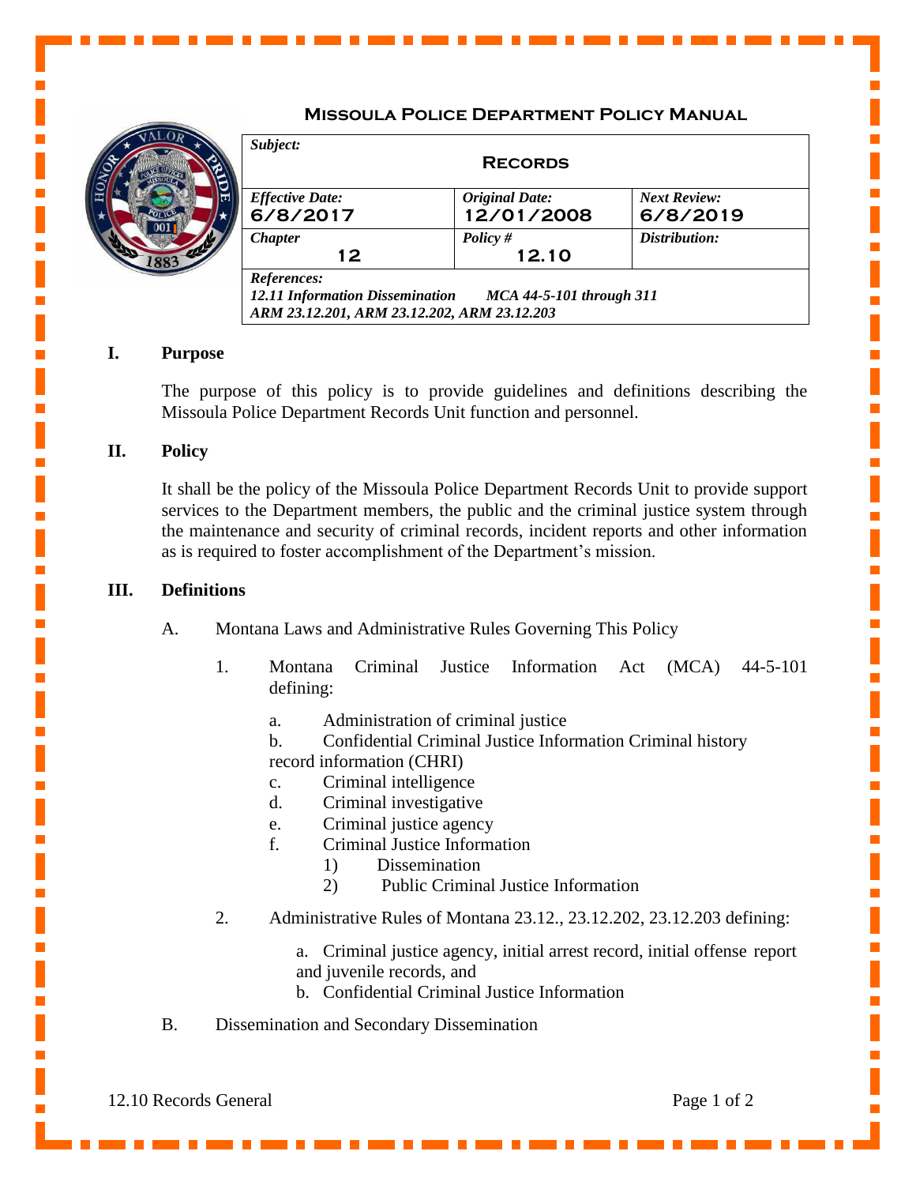# MISSOULA POLICE DEPARTMENT POLICY MANUAL

| *Subject:* **RECORDS** | | |
|---|---|---|
| *Effective Date:* 6/8/2017 | *Original Date:* 12/01/2008 | *Next Review:* 6/8/2019 |
| *Chapter* 12 | *Policy #* 12.10 | *Distribution:* |
| *References:* *12.11 Information Dissemination MCA 44-5-101 through 311 ARM 23.12.201, ARM 23.12.202, ARM 23.12.203* | | |

## I. Purpose

The purpose of this policy is to provide guidelines and definitions describing the Missoula Police Department Records Unit function and personnel.

## II. Policy

It shall be the policy of the Missoula Police Department Records Unit to provide support services to the Department members, the public and the criminal justice system through the maintenance and security of criminal records, incident reports and other information as is required to foster accomplishment of the Department's mission.

## III. Definitions

A. Montana Laws and Administrative Rules Governing This Policy

1. Montana Criminal Justice Information Act (MCA) 44-5-101 defining:

   a. Administration of criminal justice
   b. Confidential Criminal Justice Information Criminal history record information (CHRI)
   c. Criminal intelligence
   d. Criminal investigative
   e. Criminal justice agency
   f. Criminal Justice Information
      1) Dissemination
      2) Public Criminal Justice Information

2. Administrative Rules of Montana 23.12., 23.12.202, 23.12.203 defining:

   a. Criminal justice agency, initial arrest record, initial offense report and juvenile records, and
   b. Confidential Criminal Justice Information

B. Dissemination and Secondary Dissemination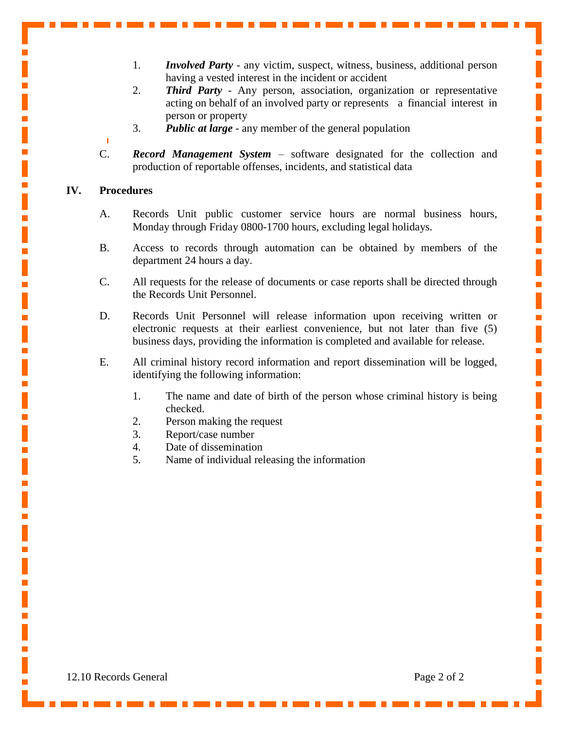1. ***Involved Party*** - any victim, suspect, witness, business, additional person having a vested interest in the incident or accident
2. ***Third Party*** - Any person, association, organization or representative acting on behalf of an involved party or represents a financial interest in person or property
3. ***Public at large*** - any member of the general population

C. ***Record Management System*** – software designated for the collection and production of reportable offenses, incidents, and statistical data

## IV. Procedures

A. Records Unit public customer service hours are normal business hours, Monday through Friday 0800-1700 hours, excluding legal holidays.

B. Access to records through automation can be obtained by members of the department 24 hours a day.

C. All requests for the release of documents or case reports shall be directed through the Records Unit Personnel.

D. Records Unit Personnel will release information upon receiving written or electronic requests at their earliest convenience, but not later than five (5) business days, providing the information is completed and available for release.

E. All criminal history record information and report dissemination will be logged, identifying the following information:

1. The name and date of birth of the person whose criminal history is being checked.
2. Person making the request
3. Report/case number
4. Date of dissemination
5. Name of individual releasing the information